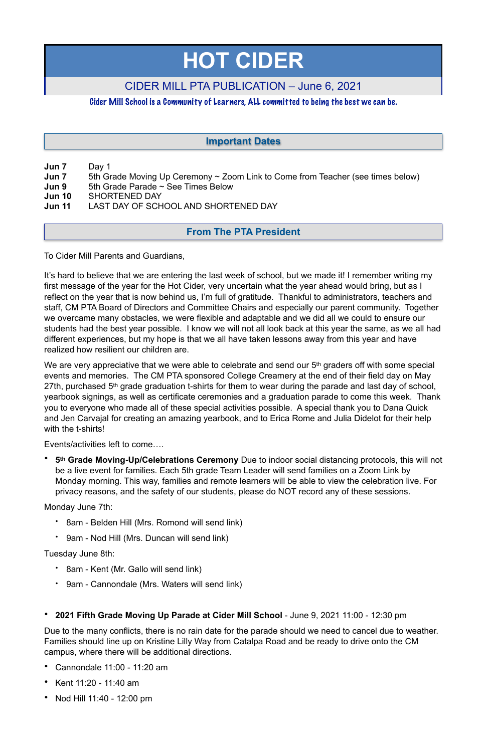# HOT CIDER

## CIDER MILL PTA PUBLICATION – June 6, 2021

Cider Mill School is a Community of Learners, ALL committed to being the best we can be.

## Important Dates

| | |
|---|---|
| **Jun 7** | Day 1 |
| **Jun 7** | 5th Grade Moving Up Ceremony ~ Zoom Link to Come from Teacher (see times below) |
| **Jun 9** | 5th Grade Parade ~ See Times Below |
| **Jun 10** | SHORTENED DAY |
| **Jun 11** | LAST DAY OF SCHOOL AND SHORTENED DAY |

## From The PTA President

To Cider Mill Parents and Guardians,

It's hard to believe that we are entering the last week of school, but we made it! I remember writing my first message of the year for the Hot Cider, very uncertain what the year ahead would bring, but as I reflect on the year that is now behind us, I'm full of gratitude. Thankful to administrators, teachers and staff, CM PTA Board of Directors and Committee Chairs and especially our parent community. Together we overcame many obstacles, we were flexible and adaptable and we did all we could to ensure our students had the best year possible. I know we will not all look back at this year the same, as we all had different experiences, but my hope is that we all have taken lessons away from this year and have realized how resilient our children are.

We are very appreciative that we were able to celebrate and send our 5th graders off with some special events and memories. The CM PTA sponsored College Creamery at the end of their field day on May 27th, purchased 5th grade graduation t-shirts for them to wear during the parade and last day of school, yearbook signings, as well as certificate ceremonies and a graduation parade to come this week. Thank you to everyone who made all of these special activities possible. A special thank you to Dana Quick and Jen Carvajal for creating an amazing yearbook, and to Erica Rome and Julia Didelot for their help with the t-shirts!

Events/activities left to come….

- **5th Grade Moving-Up/Celebrations Ceremony** Due to indoor social distancing protocols, this will not be a live event for families. Each 5th grade Team Leader will send families on a Zoom Link by Monday morning. This way, families and remote learners will be able to view the celebration live. For privacy reasons, and the safety of our students, please do NOT record any of these sessions.

Monday June 7th:

- 8am - Belden Hill (Mrs. Romond will send link)
- 9am - Nod Hill (Mrs. Duncan will send link)

Tuesday June 8th:

- 8am - Kent (Mr. Gallo will send link)
- 9am - Cannondale (Mrs. Waters will send link)

- **2021 Fifth Grade Moving Up Parade at Cider Mill School** - June 9, 2021 11:00 - 12:30 pm

Due to the many conflicts, there is no rain date for the parade should we need to cancel due to weather. Families should line up on Kristine Lilly Way from Catalpa Road and be ready to drive onto the CM campus, where there will be additional directions.

- Cannondale 11:00 - 11:20 am
- Kent 11:20 - 11:40 am
- Nod Hill 11:40 - 12:00 pm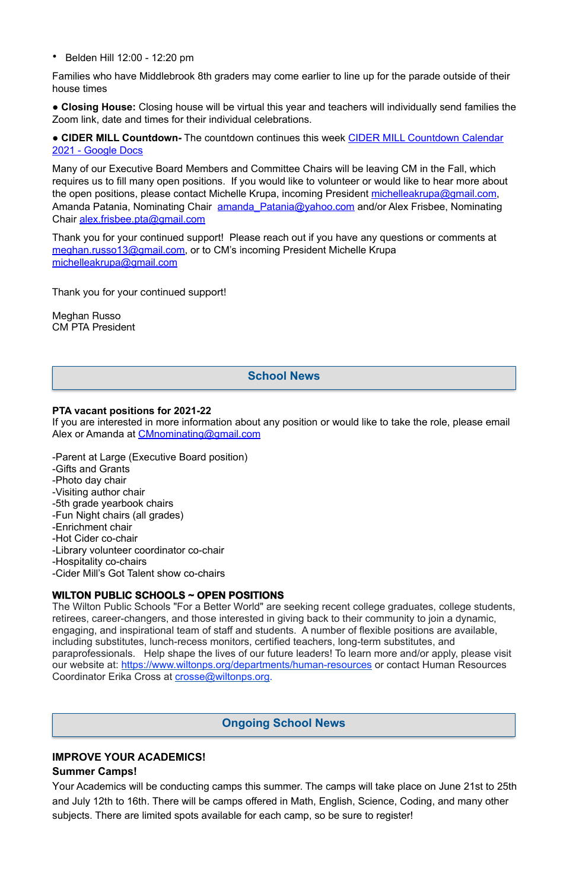- Belden Hill 12:00 - 12:20 pm

Families who have Middlebrook 8th graders may come earlier to line up for the parade outside of their house times

● **Closing House:** Closing house will be virtual this year and teachers will individually send families the Zoom link, date and times for their individual celebrations.

● **CIDER MILL Countdown-** The countdown continues this week [CIDER MILL Countdown Calendar 2021 - Google Docs]()

Many of our Executive Board Members and Committee Chairs will be leaving CM in the Fall, which requires us to fill many open positions. If you would like to volunteer or would like to hear more about the open positions, please contact Michelle Krupa, incoming President michelleakrupa@gmail.com, Amanda Patania, Nominating Chair amanda_Patania@yahoo.com and/or Alex Frisbee, Nominating Chair alex.frisbee.pta@gmail.com

Thank you for your continued support! Please reach out if you have any questions or comments at meghan.russo13@gmail.com, or to CM's incoming President Michelle Krupa michelleakrupa@gmail.com

Thank you for your continued support!

Meghan Russo
CM PTA President

## School News

**PTA vacant positions for 2021-22**
If you are interested in more information about any position or would like to take the role, please email Alex or Amanda at CMnominating@gmail.com

-Parent at Large (Executive Board position)
-Gifts and Grants
-Photo day chair
-Visiting author chair
-5th grade yearbook chairs
-Fun Night chairs (all grades)
-Enrichment chair
-Hot Cider co-chair
-Library volunteer coordinator co-chair
-Hospitality co-chairs
-Cider Mill's Got Talent show co-chairs

**WILTON PUBLIC SCHOOLS ~ OPEN POSITIONS**
The Wilton Public Schools "For a Better World" are seeking recent college graduates, college students, retirees, career-changers, and those interested in giving back to their community to join a dynamic, engaging, and inspirational team of staff and students. A number of flexible positions are available, including substitutes, lunch-recess monitors, certified teachers, long-term substitutes, and paraprofessionals. Help shape the lives of our future leaders! To learn more and/or apply, please visit our website at: https://www.wiltonps.org/departments/human-resources or contact Human Resources Coordinator Erika Cross at crosse@wiltonps.org.

## Ongoing School News

**IMPROVE YOUR ACADEMICS!**
**Summer Camps!**
Your Academics will be conducting camps this summer. The camps will take place on June 21st to 25th and July 12th to 16th. There will be camps offered in Math, English, Science, Coding, and many other subjects. There are limited spots available for each camp, so be sure to register!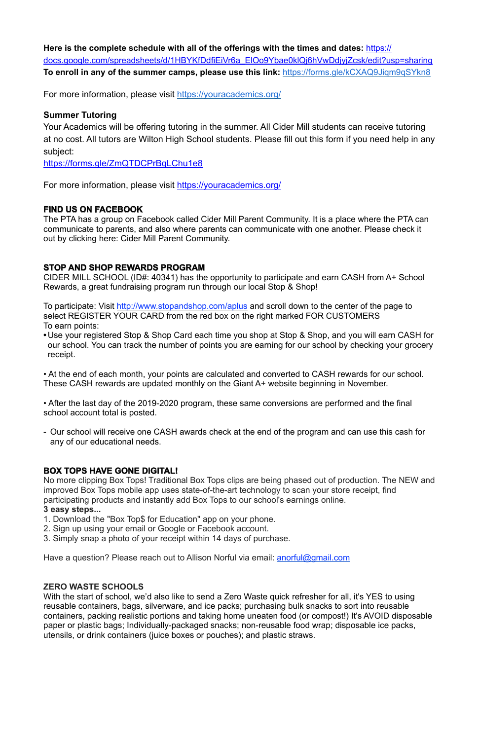**Here is the complete schedule with all of the offerings with the times and dates:** https://docs.google.com/spreadsheets/d/1HBYKfDdfiEiVr6a_ElOo9Ybae0klQj6hVwDdjyjZcsk/edit?usp=sharing
**To enroll in any of the summer camps, please use this link:** https://forms.gle/kCXAQ9Jiqm9qSYkn8

For more information, please visit https://youracademics.org/

**Summer Tutoring**

Your Academics will be offering tutoring in the summer. All Cider Mill students can receive tutoring at no cost. All tutors are Wilton High School students. Please fill out this form if you need help in any subject:
https://forms.gle/ZmQTDCPrBqLChu1e8

For more information, please visit https://youracademics.org/

**FIND US ON FACEBOOK**

The PTA has a group on Facebook called Cider Mill Parent Community. It is a place where the PTA can communicate to parents, and also where parents can communicate with one another. Please check it out by clicking here: Cider Mill Parent Community.

**STOP AND SHOP REWARDS PROGRAM**

CIDER MILL SCHOOL (ID#: 40341) has the opportunity to participate and earn CASH from A+ School Rewards, a great fundraising program run through our local Stop & Shop!

To participate: Visit http://www.stopandshop.com/aplus and scroll down to the center of the page to select REGISTER YOUR CARD from the red box on the right marked FOR CUSTOMERS
To earn points:

- Use your registered Stop & Shop Card each time you shop at Stop & Shop, and you will earn CASH for our school. You can track the number of points you are earning for our school by checking your grocery receipt.

- At the end of each month, your points are calculated and converted to CASH rewards for our school. These CASH rewards are updated monthly on the Giant A+ website beginning in November.

- After the last day of the 2019-2020 program, these same conversions are performed and the final school account total is posted.

- Our school will receive one CASH awards check at the end of the program and can use this cash for any of our educational needs.

**BOX TOPS HAVE GONE DIGITAL!**

No more clipping Box Tops! Traditional Box Tops clips are being phased out of production. The NEW and improved Box Tops mobile app uses state-of-the-art technology to scan your store receipt, find participating products and instantly add Box Tops to our school's earnings online.
**3 easy steps...**

1. Download the "Box Top$ for Education" app on your phone.
2. Sign up using your email or Google or Facebook account.
3. Simply snap a photo of your receipt within 14 days of purchase.

Have a question? Please reach out to Allison Norful via email: anorful@gmail.com

**ZERO WASTE SCHOOLS**

With the start of school, we'd also like to send a Zero Waste quick refresher for all, it's YES to using reusable containers, bags, silverware, and ice packs; purchasing bulk snacks to sort into reusable containers, packing realistic portions and taking home uneaten food (or compost!) It's AVOID disposable paper or plastic bags; Individually-packaged snacks; non-reusable food wrap; disposable ice packs, utensils, or drink containers (juice boxes or pouches); and plastic straws.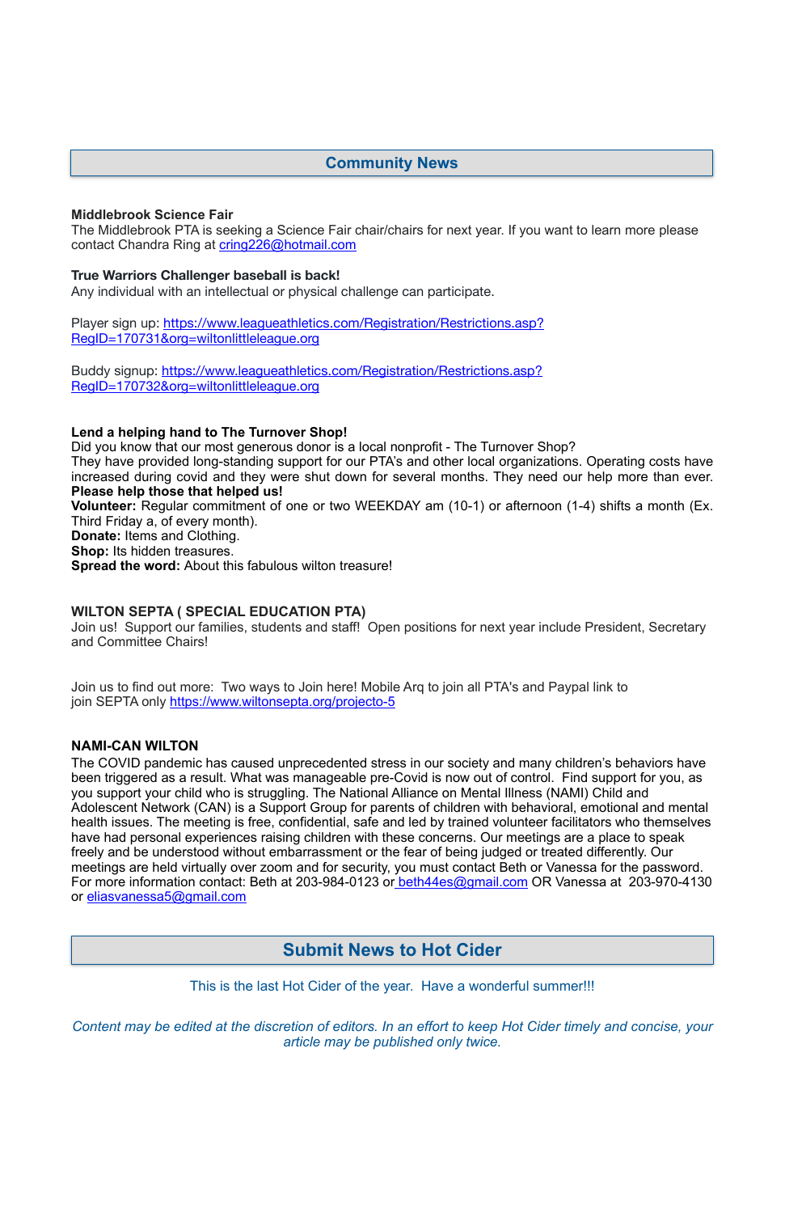## Community News

**Middlebrook Science Fair**
The Middlebrook PTA is seeking a Science Fair chair/chairs for next year. If you want to learn more please contact Chandra Ring at cring226@hotmail.com

**True Warriors Challenger baseball is back!**
Any individual with an intellectual or physical challenge can participate.

Player sign up: https://www.leagueathletics.com/Registration/Restrictions.asp?RegID=170731&org=wiltonlittleleague.org

Buddy signup: https://www.leagueathletics.com/Registration/Restrictions.asp?RegID=170732&org=wiltonlittleleague.org

**Lend a helping hand to The Turnover Shop!**
Did you know that our most generous donor is a local nonprofit - The Turnover Shop?
They have provided long-standing support for our PTA's and other local organizations. Operating costs have increased during covid and they were shut down for several months. They need our help more than ever.
**Please help those that helped us!**
**Volunteer:** Regular commitment of one or two WEEKDAY am (10-1) or afternoon (1-4) shifts a month (Ex. Third Friday a, of every month).
**Donate:** Items and Clothing.
**Shop:** Its hidden treasures.
**Spread the word:** About this fabulous wilton treasure!

**WILTON SEPTA ( SPECIAL EDUCATION PTA)**
Join us! Support our families, students and staff! Open positions for next year include President, Secretary and Committee Chairs!

Join us to find out more: Two ways to Join here! Mobile Arq to join all PTA's and Paypal link to join SEPTA only https://www.wiltonsepta.org/projecto-5

**NAMI-CAN WILTON**
The COVID pandemic has caused unprecedented stress in our society and many children's behaviors have been triggered as a result. What was manageable pre-Covid is now out of control. Find support for you, as you support your child who is struggling. The National Alliance on Mental Illness (NAMI) Child and Adolescent Network (CAN) is a Support Group for parents of children with behavioral, emotional and mental health issues. The meeting is free, confidential, safe and led by trained volunteer facilitators who themselves have had personal experiences raising children with these concerns. Our meetings are a place to speak freely and be understood without embarrassment or the fear of being judged or treated differently. Our meetings are held virtually over zoom and for security, you must contact Beth or Vanessa for the password. For more information contact: Beth at 203-984-0123 or beth44es@gmail.com OR Vanessa at 203-970-4130 or eliasvanessa5@gmail.com

## Submit News to Hot Cider

This is the last Hot Cider of the year. Have a wonderful summer!!!

*Content may be edited at the discretion of editors. In an effort to keep Hot Cider timely and concise, your article may be published only twice.*